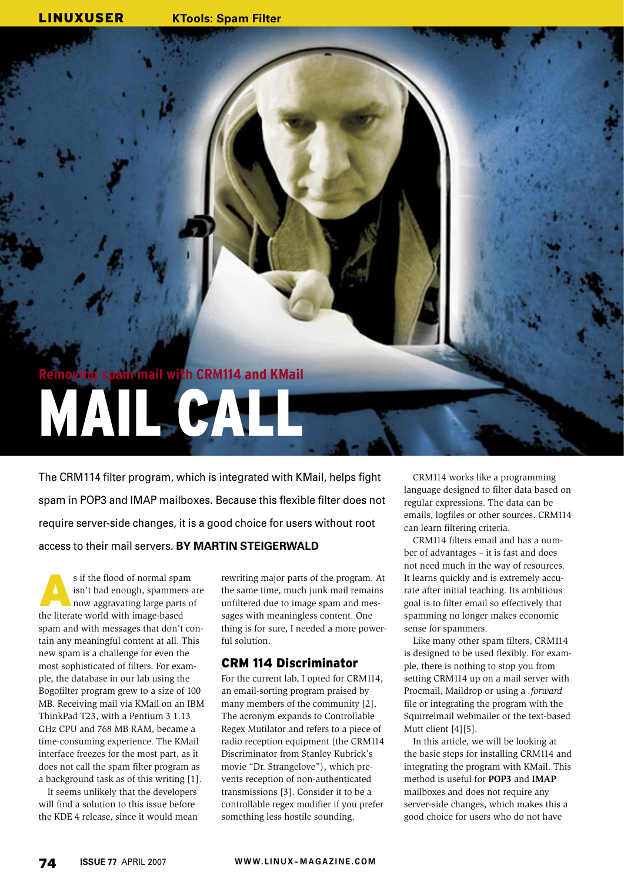## Removing spam mail with CRM114 and KMail

# MAIL CALL

The CRM114 filter program, which is integrated with KMail, helps fight spam in POP3 and IMAP mailboxes. Because this flexible filter does not require server-side changes, it is a good choice for users without root access to their mail servers. **BY MARTIN STEIGERWALD**

As if the flood of normal spam isn't bad enough, spammers are now aggravating large parts of the literate world with image-based spam and with messages that don't contain any meaningful content at all. This new spam is a challenge for even the most sophisticated of filters. For example, the database in our lab using the Bogofilter program grew to a size of 100 MB. Receiving mail via KMail on an IBM ThinkPad T23, with a Pentium 3 1.13 GHz CPU and 768 MB RAM, became a time-consuming experience. The KMail interface freezes for the most part, as it does not call the spam filter program as a background task as of this writing [1].

It seems unlikely that the developers will find a solution to this issue before the KDE 4 release, since it would mean rewriting major parts of the program. At the same time, much junk mail remains unfiltered due to image spam and messages with meaningless content. One thing is for sure, I needed a more powerful solution.

## CRM 114 Discriminator

For the current lab, I opted for CRM114, an email-sorting program praised by many members of the community [2]. The acronym expands to Controllable Regex Mutilator and refers to a piece of radio reception equipment (the CRM114 Discriminator from Stanley Kubrick's movie "Dr. Strangelove"), which prevents reception of non-authenticated transmissions [3]. Consider it to be a controllable regex modifier if you prefer something less hostile sounding.

CRM114 works like a programming language designed to filter data based on regular expressions. The data can be emails, logfiles or other sources. CRM114 can learn filtering criteria.

CRM114 filters email and has a number of advantages – it is fast and does not need much in the way of resources. It learns quickly and is extremely accurate after initial teaching. Its ambitious goal is to filter email so effectively that spamming no longer makes economic sense for spammers.

Like many other spam filters, CRM114 is designed to be used flexibly. For example, there is nothing to stop you from setting CRM114 up on a mail server with Procmail, Maildrop or using a *.forward* file or integrating the program with the Squirrelmail webmailer or the text-based Mutt client [4][5].

In this article, we will be looking at the basic steps for installing CRM114 and integrating the program with KMail. This method is useful for **POP3** and **IMAP** mailboxes and does not require any server-side changes, which makes this a good choice for users who do not have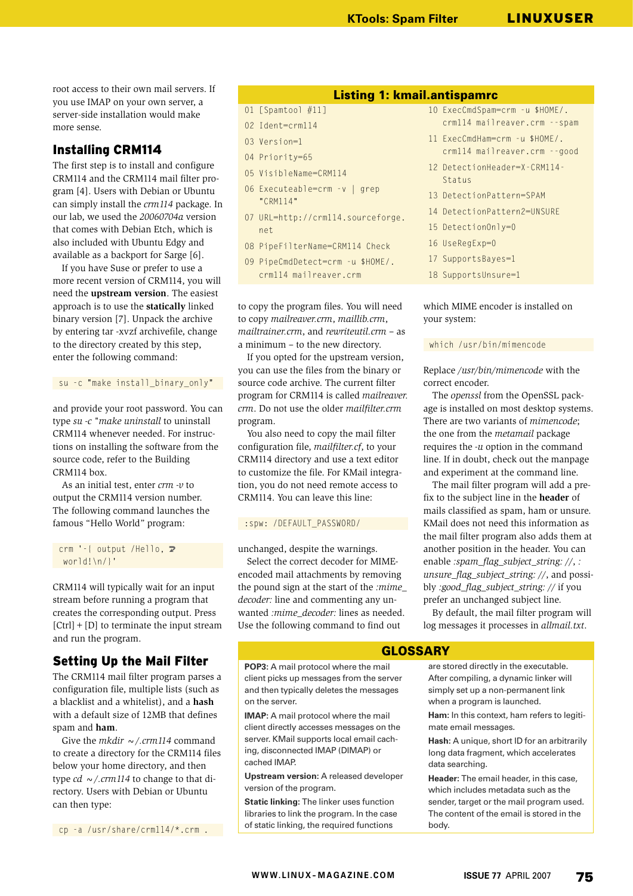root access to their own mail servers. If you use IMAP on your own server, a server-side installation would make more sense.

## Installing CRM114

The first step is to install and configure CRM114 and the CRM114 mail filter program [4]. Users with Debian or Ubuntu can simply install the *crm114* package. In our lab, we used the *20060704a* version that comes with Debian Etch, which is also included with Ubuntu Edgy and available as a backport for Sarge [6].

If you have Suse or prefer to use a more recent version of CRM114, you will need the **upstream version**. The easiest approach is to use the **statically** linked binary version [7]. Unpack the archive by entering tar -xvzf archivefile, change to the directory created by this step, enter the following command:

```
su -c "make install_binary_only"
```

and provide your root password. You can type *su -c "make uninstall* to uninstall CRM114 whenever needed. For instructions on installing the software from the source code, refer to the Building CRM114 box.

As an initial test, enter *crm -v* to output the CRM114 version number. The following command launches the famous "Hello World" program:

```
crm '-{ output /Hello, world!\n/}'
```

CRM114 will typically wait for an input stream before running a program that creates the corresponding output. Press [Ctrl] + [D] to terminate the input stream and run the program.

## Setting Up the Mail Filter

The CRM114 mail filter program parses a configuration file, multiple lists (such as a blacklist and a whitelist), and a **hash** with a default size of 12MB that defines spam and **ham**.

Give the *mkdir ~/.crm114* command to create a directory for the CRM114 files below your home directory, and then type *cd ~/.crm114* to change to that directory. Users with Debian or Ubuntu can then type:

```
cp -a /usr/share/crm114/*.crm .
```

to copy the program files. You will need to copy *maileraver.crm*, *maillib.crm*, *mailtrainer.crm*, and *rewriteutil.crm* – as a minimum – to the new directory.

If you opted for the upstream version, you can use the files from the binary or source code archive. The current filter program for CRM114 is called *mailreaver.crm*. Do not use the older *mailfilter.crm* program.

You also need to copy the mail filter configuration file, *mailfilter.cf*, to your CRM114 directory and use a text editor to customize the file. For KMail integration, you do not need remote access to CRM114. You can leave this line:

```
:spw: /DEFAULT_PASSWORD/
```

unchanged, despite the warnings.

Select the correct decoder for MIME-encoded mail attachments by removing the pound sign at the start of the *:mime_decoder:* line and commenting any unwanted *:mime_decoder:* lines as needed. Use the following command to find out which MIME encoder is installed on your system:

```
which /usr/bin/mimencode
```

Replace */usr/bin/mimencode* with the correct encoder.

The *openssl* from the OpenSSL package is installed on most desktop systems. There are two variants of *mimencode*; the one from the *metamail* package requires the *-u* option in the command line. If in doubt, check out the manpage and experiment at the command line.

The mail filter program will add a prefix to the subject line in the **header** of mails classified as spam, ham or unsure. KMail does not need this information as the mail filter program also adds them at another position in the header. You can enable *:spam_flag_subject_string: //*, *:unsure_flag_subject_string: //*, and possibly *:good_flag_subject_string: //* if you prefer an unchanged subject line.

By default, the mail filter program will log messages it processes in *allmail.txt*.

### Listing 1: kmail.antispamrc

```
01 [Spamtool #11]
02 Ident=crm114
03 Version=1
04 Priority=65
05 VisibleName=CRM114
06 Executeable=crm -v | grep "CRM114"
07 URL=http://crm114.sourceforge.net
08 PipeFilterName=CRM114 Check
09 PipeCmdDetect=crm -u $HOME/.crm114 mailreaver.crm
10 ExecCmdSpam=crm -u $HOME/.crm114 mailreaver.crm --spam
11 ExecCmdHam=crm -u $HOME/.crm114 mailreaver.crm --good
12 DetectionHeader=X-CRM114-Status
13 DetectionPattern=SPAM
14 DetectionPattern2=UNSURE
15 DetectionOnly=0
16 UseRegExp=0
17 SupportsBayes=1
18 SupportsUnsure=1
```

### GLOSSARY

**POP3:** A mail protocol where the mail client picks up messages from the server and then typically deletes the messages on the server.

**IMAP:** A mail protocol where the mail client directly accesses messages on the server. KMail supports local email caching, disconnected IMAP (DIMAP) or cached IMAP.

**Upstream version:** A released developer version of the program.

**Static linking:** The linker uses function libraries to link the program. In the case of static linking, the required functions are stored directly in the executable. After compiling, a dynamic linker will simply set up a non-permanent link when a program is launched.

**Ham:** In this context, ham refers to legitimate email messages.

**Hash:** A unique, short ID for an arbitrarily long data fragment, which accelerates data searching.

**Header:** The email header, in this case, which includes metadata such as the sender, target or the mail program used. The content of the email is stored in the body.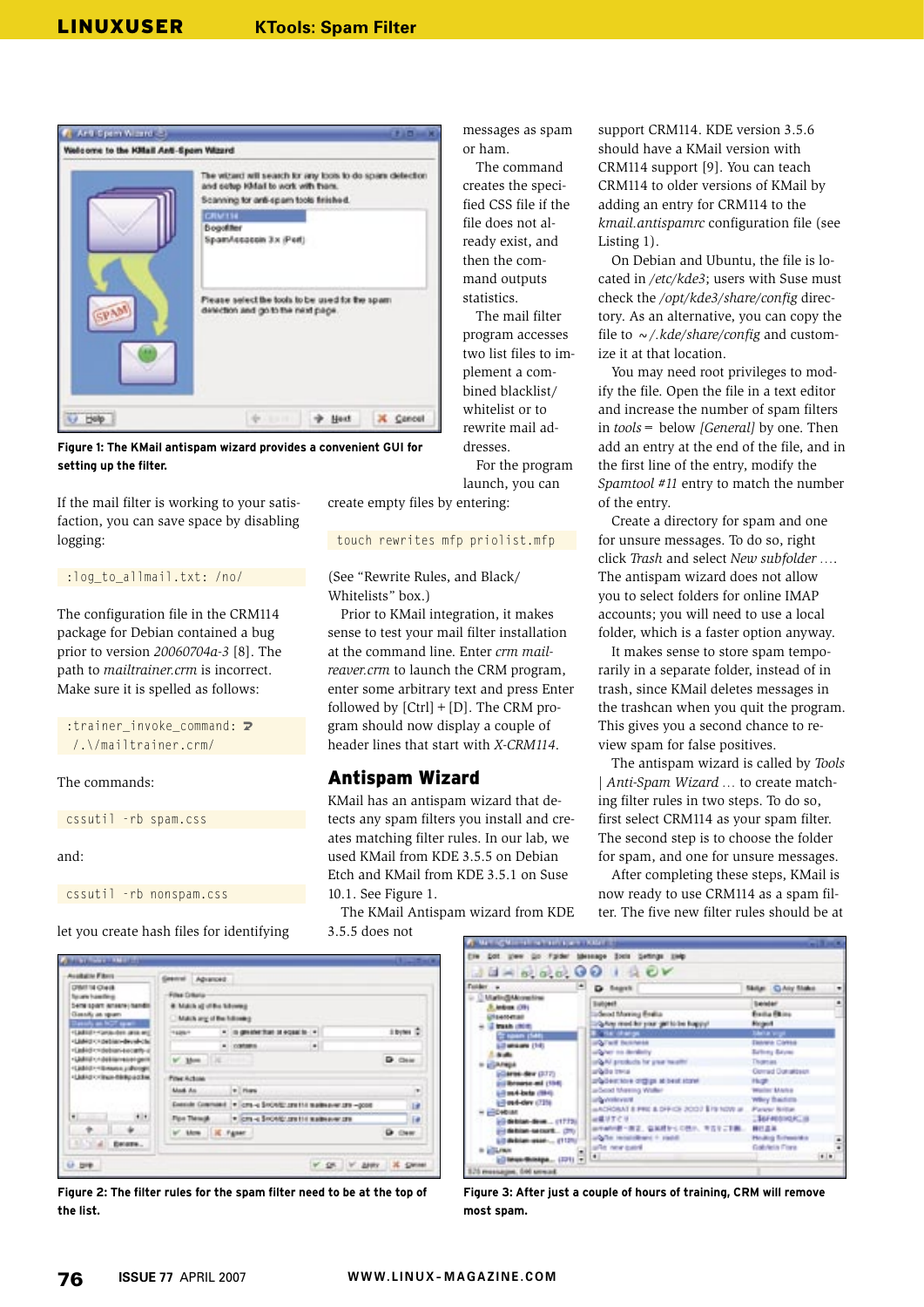Figure 1: The KMail antispam wizard provides a convenient GUI for setting up the filter.

If the mail filter is working to your satisfaction, you can save space by disabling logging:

```
:log_to_allmail.txt: /no/
```

The configuration file in the CRM114 package for Debian contained a bug prior to version *20060704a-3* [8]. The path to *mailtrainer.crm* is incorrect. Make sure it is spelled as follows:

```
:trainer_invoke_command: ➘
 /.\/mailtrainer.crm/
```

The commands:

```
cssutil -rb spam.css
```

and:

```
cssutil -rb nonspam.css
```

let you create hash files for identifying messages as spam or ham.

The command creates the specified CSS file if the file does not already exist, and then the command outputs statistics.

The mail filter program accesses two list files to implement a combined blacklist/whitelist or to rewrite mail addresses.

For the program launch, you can create empty files by entering:

```
touch rewrites mfp priolist.mfp
```

(See "Rewrite Rules, and Black/Whitelists" box.)

Prior to KMail integration, it makes sense to test your mail filter installation at the command line. Enter *crm mailreaver.crm* to launch the CRM program, enter some arbitrary text and press Enter followed by [Ctrl] + [D]. The CRM program should now display a couple of header lines that start with *X-CRM114*.

## Antispam Wizard

KMail has an antispam wizard that detects any spam filters you install and creates matching filter rules. In our lab, we used KMail from KDE 3.5.5 on Debian Etch and KMail from KDE 3.5.1 on Suse 10.1. See Figure 1.

The KMail Antispam wizard from KDE 3.5.5 does not support CRM114. KDE version 3.5.6 should have a KMail version with CRM114 support [9]. You can teach CRM114 to older versions of KMail by adding an entry for CRM114 to the *kmail.antispamrc* configuration file (see Listing 1).

On Debian and Ubuntu, the file is located in */etc/kde3*; users with Suse must check the */opt/kde3/share/config* directory. As an alternative, you can copy the file to *~/.kde/share/config* and customize it at that location.

You may need root privileges to modify the file. Open the file in a text editor and increase the number of spam filters in *tools=* below *[General]* by one. Then add an entry at the end of the file, and in the first line of the entry, modify the *Spamtool #11* entry to match the number of the entry.

Create a directory for spam and one for unsure messages. To do so, right click *Trash* and select *New subfolder …*. The antispam wizard does not allow you to select folders for online IMAP accounts; you will need to use a local folder, which is a faster option anyway.

It makes sense to store spam temporarily in a separate folder, instead of in trash, since KMail deletes messages in the trashcan when you quit the program. This gives you a second chance to review spam for false positives.

The antispam wizard is called by *Tools | Anti-Spam Wizard …* to create matching filter rules in two steps. To do so, first select CRM114 as your spam filter. The second step is to choose the folder for spam, and one for unsure messages.

After completing these steps, KMail is now ready to use CRM114 as a spam filter. The five new filter rules should be at

Figure 2: The filter rules for the spam filter need to be at the top of the list.

Figure 3: After just a couple of hours of training, CRM will remove most spam.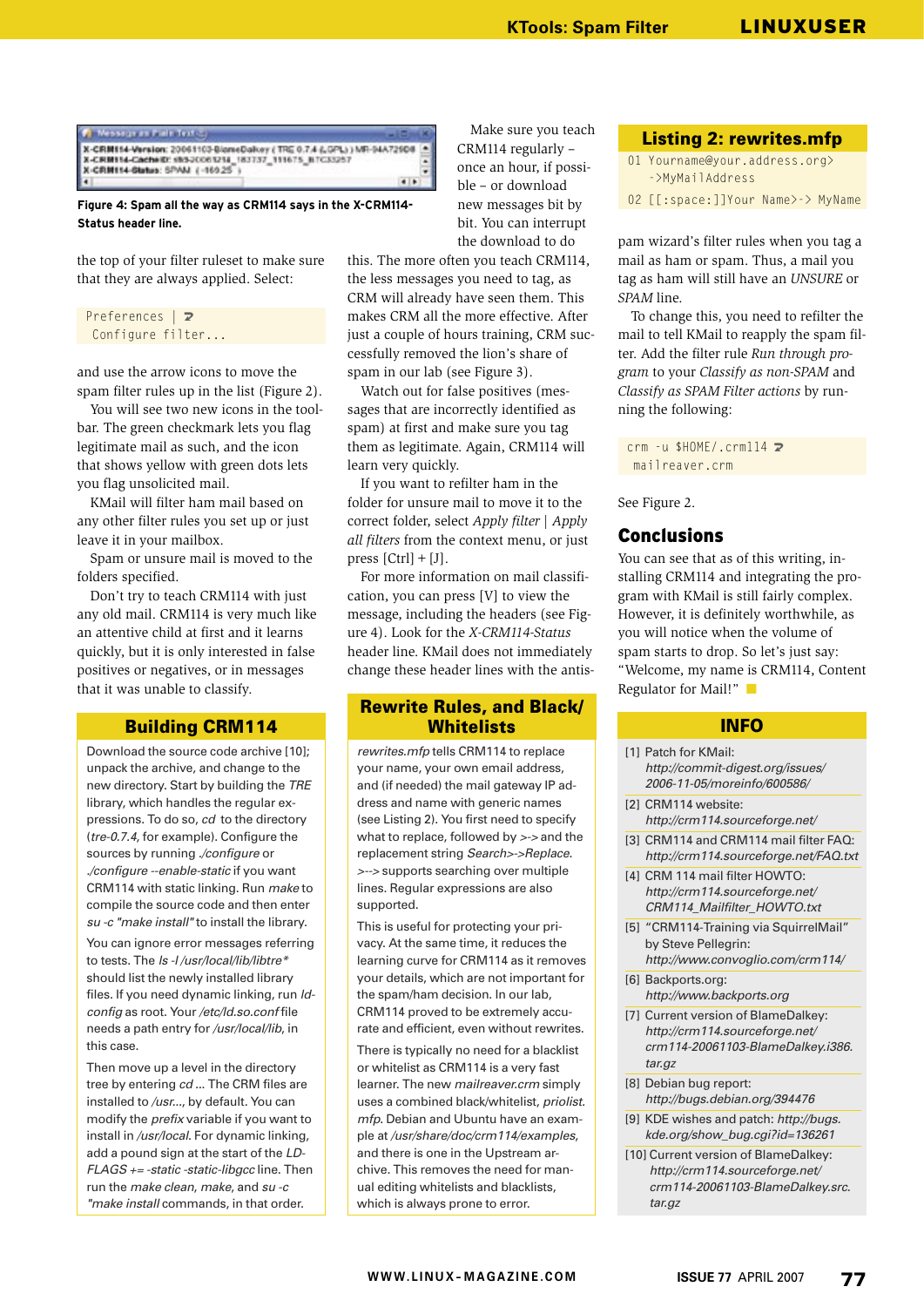Figure 4: Spam all the way as CRM114 says in the X-CRM114-Status header line.

the top of your filter ruleset to make sure that they are always applied. Select:

```
Preferences | ⮐
 Configure filter...
```

and use the arrow icons to move the spam filter rules up in the list (Figure 2).

You will see two new icons in the toolbar. The green checkmark lets you flag legitimate mail as such, and the icon that shows yellow with green dots lets you flag unsolicited mail.

KMail will filter ham mail based on any other filter rules you set up or just leave it in your mailbox.

Spam or unsure mail is moved to the folders specified.

Don't try to teach CRM114 with just any old mail. CRM114 is very much like an attentive child at first and it learns quickly, but it is only interested in false positives or negatives, or in messages that it was unable to classify.

Make sure you teach CRM114 regularly – once an hour, if possible – or download new messages bit by bit. You can interrupt the download to do this. The more often you teach CRM114, the less messages you need to tag, as CRM will already have seen them. This makes CRM all the more effective. After just a couple of hours training, CRM successfully removed the lion's share of spam in our lab (see Figure 3).

Watch out for false positives (messages that are incorrectly identified as spam) at first and make sure you tag them as legitimate. Again, CRM114 will learn very quickly.

If you want to refilter ham in the folder for unsure mail to move it to the correct folder, select *Apply filter | Apply all filters* from the context menu, or just press [Ctrl] + [J].

For more information on mail classification, you can press [V] to view the message, including the headers (see Figure 4). Look for the *X-CRM114-Status* header line. KMail does not immediately change these header lines with the antispam wizard's filter rules when you tag a mail as ham or spam. Thus, a mail you tag as ham will still have an *UNSURE* or *SPAM* line.

To change this, you need to refilter the mail to tell KMail to reapply the spam filter. Add the filter rule *Run through program* to your *Classify as non-SPAM* and *Classify as SPAM Filter actions* by running the following:

```
crm -u $HOME/.crm114 ⮐
 mailreaver.crm
```

See Figure 2.

## Conclusions

You can see that as of this writing, installing CRM114 and integrating the program with KMail is still fairly complex. However, it is definitely worthwhile, as you will notice when the volume of spam starts to drop. So let's just say: "Welcome, my name is CRM114, Content Regulator for Mail!" ■

## Building CRM114

Download the source code archive [10]; unpack the archive, and change to the new directory. Start by building the *TRE* library, which handles the regular expressions. To do so, *cd* to the directory (*tre-0.7.4*, for example). Configure the sources by running *./configure* or *./configure --enable-static* if you want CRM114 with static linking. Run *make* to compile the source code and then enter *su -c "make install"* to install the library.

You can ignore error messages referring to tests. The *ls -l /usr/local/lib/libtre** should list the newly installed library files. If you need dynamic linking, run *ldconfig* as root. Your */etc/ld.so.conf* file needs a path entry for */usr/local/lib*, in this case.

Then move up a level in the directory tree by entering *cd ..*. The CRM files are installed to */usr...*, by default. You can modify the *prefix* variable if you want to install in */usr/local*. For dynamic linking, add a pound sign at the start of the *LDFLAGS += -static -static-libgcc* line. Then run the *make clean*, *make*, and *su -c "make install* commands, in that order.

## Rewrite Rules, and Black/Whitelists

*rewrites.mfp* tells CRM114 to replace your name, your own email address, and (if needed) the mail gateway IP address and name with generic names (see Listing 2). You first need to specify what to replace, followed by *>->* and the replacement string *Search>->Replace*. *>-->* supports searching over multiple lines. Regular expressions are also supported.

This is useful for protecting your privacy. At the same time, it reduces the learning curve for CRM114 as it removes your details, which are not important for the spam/ham decision. In our lab, CRM114 proved to be extremely accurate and efficient, even without rewrites.

There is typically no need for a blacklist or whitelist as CRM114 is a very fast learner. The new *mailreaver.crm* simply uses a combined black/whitelist, *priolist.mfp*. Debian and Ubuntu have an example at */usr/share/doc/crm114/examples*, and there is one in the Upstream archive. This removes the need for manual editing whitelists and blacklists, which is always prone to error.

## Listing 2: rewrites.mfp

```
01 Yourname@your.address.org>
   ->MyMailAddress
02 [[:space:]]Your Name>-> MyName
```

## INFO

[1] Patch for KMail: *http://commit-digest.org/issues/2006-11-05/moreinfo/600586/*

[2] CRM114 website: *http://crm114.sourceforge.net/*

[3] CRM114 and CRM114 mail filter FAQ: *http://crm114.sourceforge.net/FAQ.txt*

[4] CRM 114 mail filter HOWTO: *http://crm114.sourceforge.net/CRM114_Mailfilter_HOWTO.txt*

[5] "CRM114-Training via SquirrelMail" by Steve Pellegrin: *http://www.convoglio.com/crm114/*

[6] Backports.org: *http://www.backports.org*

[7] Current version of BlameDalkey: *http://crm114.sourceforge.net/crm114-20061103-BlameDalkey.i386.tar.gz*

[8] Debian bug report: *http://bugs.debian.org/394476*

[9] KDE wishes and patch: *http://bugs.kde.org/show_bug.cgi?id=136261*

[10] Current version of BlameDalkey: *http://crm114.sourceforge.net/crm114-20061103-BlameDalkey.src.tar.gz*